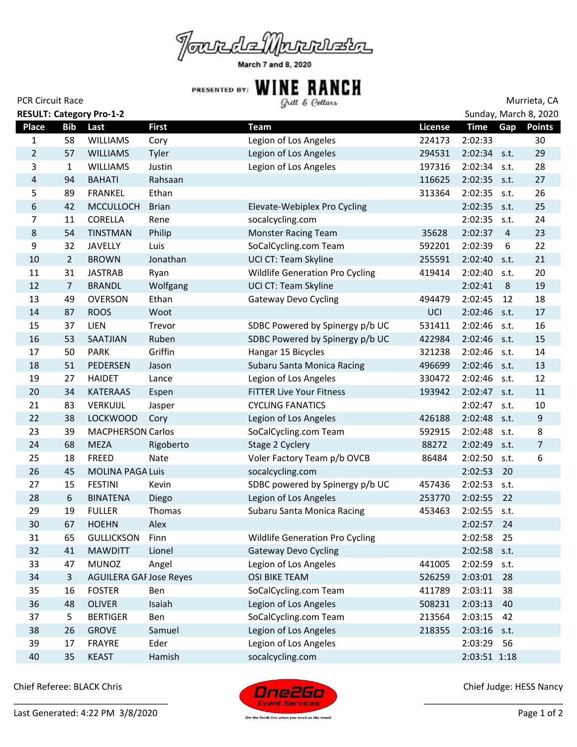# Tour de Murrieta

March 7 and 8, 2020

PRESENTED BY: WINE RANCH Grill & Cellars

PCR Circuit Race — Murrieta, CA

**RESULT: Category Pro-1-2** — Sunday, March 8, 2020

| Place | Bib | Last | First | Team | License | Time | Gap | Points |
|---|---|---|---|---|---|---|---|---|
| 1 | 58 | WILLIAMS | Cory | Legion of Los Angeles | 224173 | 2:02:33 | | 30 |
| 2 | 57 | WILLIAMS | Tyler | Legion of Los Angeles | 294531 | 2:02:34 | s.t. | 29 |
| 3 | 1 | WILLIAMS | Justin | Legion of Los Angeles | 197316 | 2:02:34 | s.t. | 28 |
| 4 | 94 | BAHATI | Rahsaan | | 116625 | 2:02:35 | s.t. | 27 |
| 5 | 89 | FRANKEL | Ethan | | 313364 | 2:02:35 | s.t. | 26 |
| 6 | 42 | MCCULLOCH | Brian | Elevate-Webiplex Pro Cycling | | 2:02:35 | s.t. | 25 |
| 7 | 11 | CORELLA | Rene | socalcycling.com | | 2:02:35 | s.t. | 24 |
| 8 | 54 | TINSTMAN | Philip | Monster Racing Team | 35628 | 2:02:37 | 4 | 23 |
| 9 | 32 | JAVELLY | Luis | SoCalCycling.com Team | 592201 | 2:02:39 | 6 | 22 |
| 10 | 2 | BROWN | Jonathan | UCI CT: Team Skyline | 255591 | 2:02:40 | s.t. | 21 |
| 11 | 31 | JASTRAB | Ryan | Wildlife Generation Pro Cycling | 419414 | 2:02:40 | s.t. | 20 |
| 12 | 7 | BRANDL | Wolfgang | UCI CT: Team Skyline | | 2:02:41 | 8 | 19 |
| 13 | 49 | OVERSON | Ethan | Gateway Devo Cycling | 494479 | 2:02:45 | 12 | 18 |
| 14 | 87 | ROOS | Woot | | UCI | 2:02:46 | s.t. | 17 |
| 15 | 37 | LIEN | Trevor | SDBC Powered by Spinergy p/b UC | 531411 | 2:02:46 | s.t. | 16 |
| 16 | 53 | SAATJIAN | Ruben | SDBC Powered by Spinergy p/b UC | 422984 | 2:02:46 | s.t. | 15 |
| 17 | 50 | PARK | Griffin | Hangar 15 Bicycles | 321238 | 2:02:46 | s.t. | 14 |
| 18 | 51 | PEDERSEN | Jason | Subaru Santa Monica Racing | 496699 | 2:02:46 | s.t. | 13 |
| 19 | 27 | HAIDET | Lance | Legion of Los Angeles | 330472 | 2:02:46 | s.t. | 12 |
| 20 | 34 | KATERAAS | Espen | FiTTER Live Your Fitness | 193942 | 2:02:47 | s.t. | 11 |
| 21 | 83 | VERKUIJL | Jasper | CYCLING FANATICS | | 2:02:47 | s.t. | 10 |
| 22 | 38 | LOCKWOOD | Cory | Legion of Los Angeles | 426188 | 2:02:48 | s.t. | 9 |
| 23 | 39 | MACPHERSON | Carlos | SoCalCycling.com Team | 592915 | 2:02:48 | s.t. | 8 |
| 24 | 68 | MEZA | Rigoberto | Stage 2 Cyclery | 88272 | 2:02:49 | s.t. | 7 |
| 25 | 18 | FREED | Nate | Voler Factory Team p/b OVCB | 86484 | 2:02:50 | s.t. | 6 |
| 26 | 45 | MOLINA PAGA | Luis | socalcycling.com | | 2:02:53 | 20 | |
| 27 | 15 | FESTINI | Kevin | SDBC powered by Spinergy p/b UC | 457436 | 2:02:53 | s.t. | |
| 28 | 6 | BINATENA | Diego | Legion of Los Angeles | 253770 | 2:02:55 | 22 | |
| 29 | 19 | FULLER | Thomas | Subaru Santa Monica Racing | 453463 | 2:02:55 | s.t. | |
| 30 | 67 | HOEHN | Alex | | | 2:02:57 | 24 | |
| 31 | 65 | GULLICKSON | Finn | Wildlife Generation Pro Cycling | | 2:02:58 | 25 | |
| 32 | 41 | MAWDITT | Lionel | Gateway Devo Cycling | | 2:02:58 | s.t. | |
| 33 | 47 | MUNOZ | Angel | Legion of Los Angeles | 441005 | 2:02:59 | s.t. | |
| 34 | 3 | AGUILERA GAI | Jose Reyes | OSI BIKE TEAM | 526259 | 2:03:01 | 28 | |
| 35 | 16 | FOSTER | Ben | SoCalCycling.com Team | 411789 | 2:03:11 | 38 | |
| 36 | 48 | OLIVER | Isaiah | Legion of Los Angeles | 508231 | 2:03:13 | 40 | |
| 37 | 5 | BERTIGER | Ben | SoCalCycling.com Team | 213564 | 2:03:15 | 42 | |
| 38 | 26 | GROVE | Samuel | Legion of Los Angeles | 218355 | 2:03:16 | s.t. | |
| 39 | 17 | FRAYRE | Eder | Legion of Los Angeles | | 2:03:29 | 56 | |
| 40 | 35 | KEAST | Hamish | socalcycling.com | | 2:03:51 | 1:18 | |

Chief Referee: BLACK Chris

Chief Judge: HESS Nancy

One2Go Event Services — On the finish line when you need us the most!

Last Generated: 4:22 PM 3/8/2020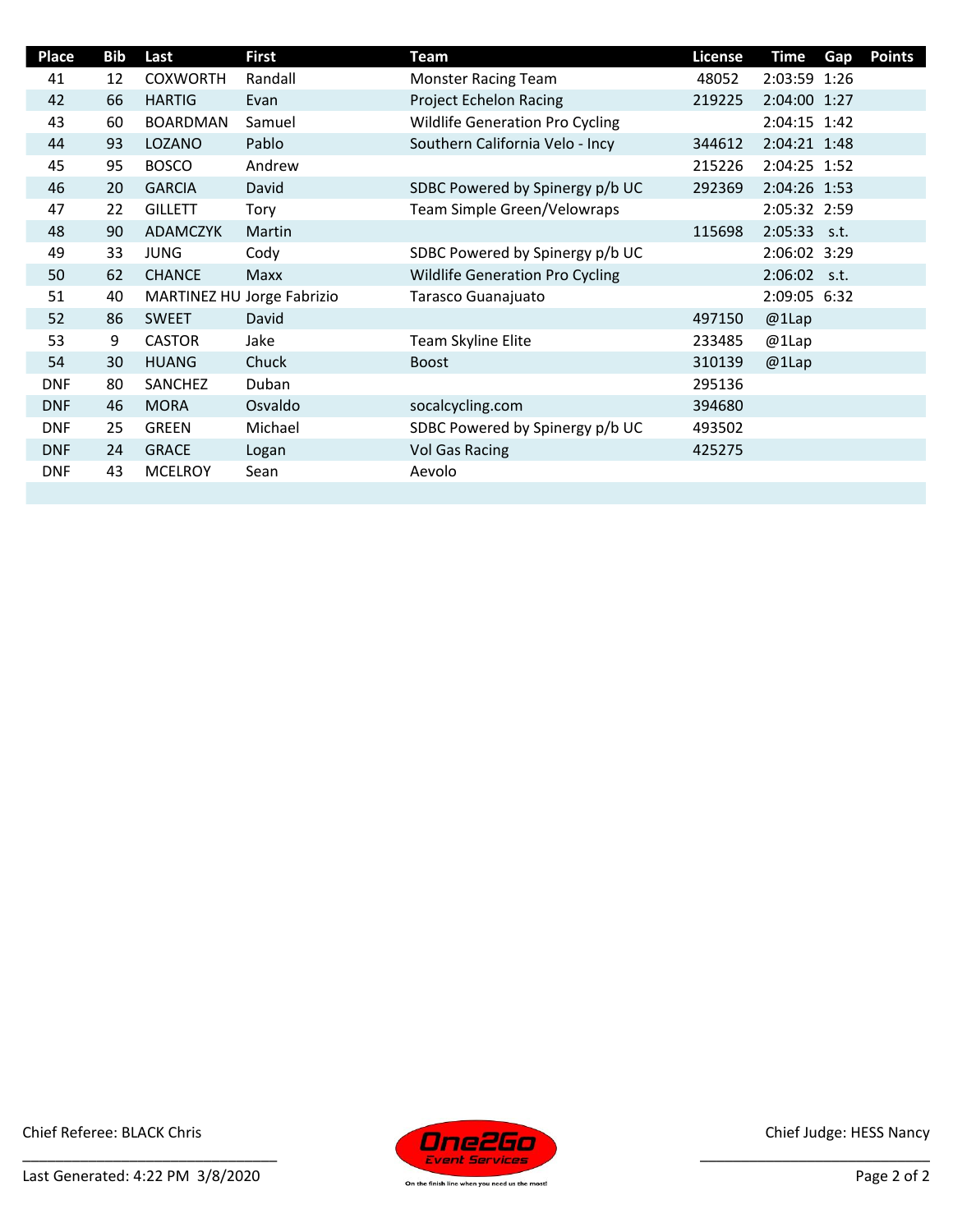| Place | Bib | Last | First | Team | License | Time | Gap | Points |
|---|---|---|---|---|---|---|---|---|
| 41 | 12 | COXWORTH | Randall | Monster Racing Team | 48052 | 2:03:59 | 1:26 | |
| 42 | 66 | HARTIG | Evan | Project Echelon Racing | 219225 | 2:04:00 | 1:27 | |
| 43 | 60 | BOARDMAN | Samuel | Wildlife Generation Pro Cycling | | 2:04:15 | 1:42 | |
| 44 | 93 | LOZANO | Pablo | Southern California Velo - Incy | 344612 | 2:04:21 | 1:48 | |
| 45 | 95 | BOSCO | Andrew | | 215226 | 2:04:25 | 1:52 | |
| 46 | 20 | GARCIA | David | SDBC Powered by Spinergy p/b UC | 292369 | 2:04:26 | 1:53 | |
| 47 | 22 | GILLETT | Tory | Team Simple Green/Velowraps | | 2:05:32 | 2:59 | |
| 48 | 90 | ADAMCZYK | Martin | | 115698 | 2:05:33 | s.t. | |
| 49 | 33 | JUNG | Cody | SDBC Powered by Spinergy p/b UC | | 2:06:02 | 3:29 | |
| 50 | 62 | CHANCE | Maxx | Wildlife Generation Pro Cycling | | 2:06:02 | s.t. | |
| 51 | 40 | MARTINEZ HU | Jorge Fabrizio | Tarasco Guanajuato | | 2:09:05 | 6:32 | |
| 52 | 86 | SWEET | David | | 497150 | @1Lap | | |
| 53 | 9 | CASTOR | Jake | Team Skyline Elite | 233485 | @1Lap | | |
| 54 | 30 | HUANG | Chuck | Boost | 310139 | @1Lap | | |
| DNF | 80 | SANCHEZ | Duban | | 295136 | | | |
| DNF | 46 | MORA | Osvaldo | socalcycling.com | 394680 | | | |
| DNF | 25 | GREEN | Michael | SDBC Powered by Spinergy p/b UC | 493502 | | | |
| DNF | 24 | GRACE | Logan | Vol Gas Racing | 425275 | | | |
| DNF | 43 | MCELROY | Sean | Aevolo | | | | |

Chief Referee: BLACK Chris

Chief Judge: HESS Nancy

Last Generated: 4:22 PM 3/8/2020

One2Go Event Services

On the finish line when you need us the most!